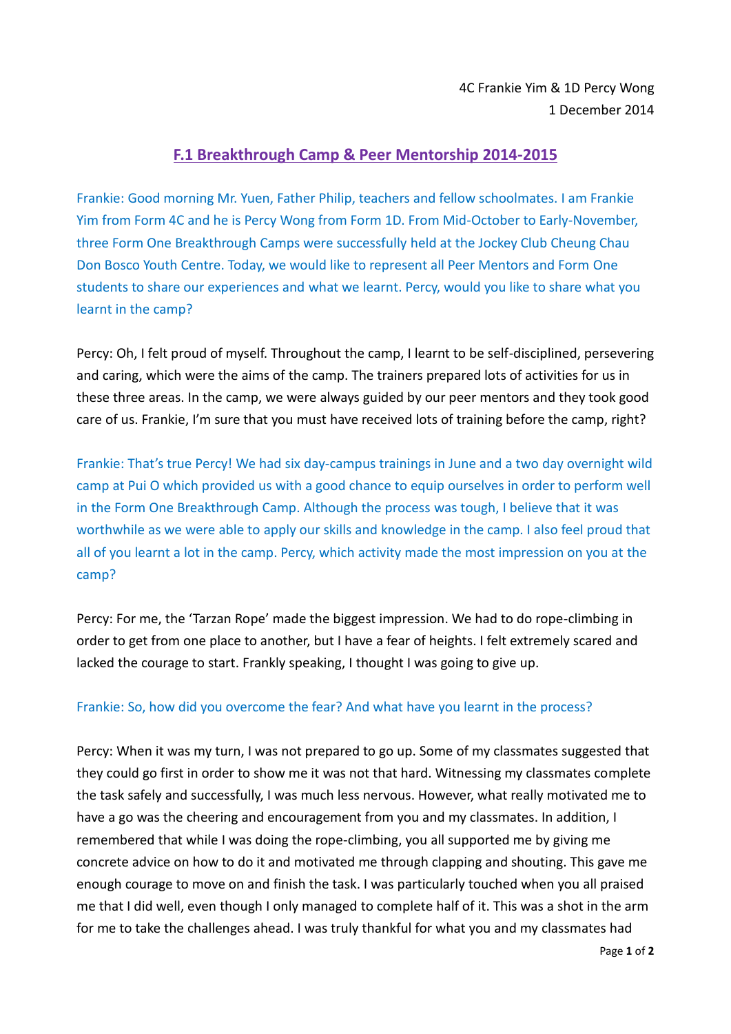4C Frankie Yim & 1D Percy Wong
1 December 2014

## F.1 Breakthrough Camp & Peer Mentorship 2014-2015

Frankie: Good morning Mr. Yuen, Father Philip, teachers and fellow schoolmates. I am Frankie Yim from Form 4C and he is Percy Wong from Form 1D. From Mid-October to Early-November, three Form One Breakthrough Camps were successfully held at the Jockey Club Cheung Chau Don Bosco Youth Centre. Today, we would like to represent all Peer Mentors and Form One students to share our experiences and what we learnt. Percy, would you like to share what you learnt in the camp?

Percy: Oh, I felt proud of myself. Throughout the camp, I learnt to be self-disciplined, persevering and caring, which were the aims of the camp. The trainers prepared lots of activities for us in these three areas. In the camp, we were always guided by our peer mentors and they took good care of us. Frankie, I'm sure that you must have received lots of training before the camp, right?

Frankie: That's true Percy! We had six day-campus trainings in June and a two day overnight wild camp at Pui O which provided us with a good chance to equip ourselves in order to perform well in the Form One Breakthrough Camp. Although the process was tough, I believe that it was worthwhile as we were able to apply our skills and knowledge in the camp. I also feel proud that all of you learnt a lot in the camp. Percy, which activity made the most impression on you at the camp?

Percy: For me, the 'Tarzan Rope' made the biggest impression. We had to do rope-climbing in order to get from one place to another, but I have a fear of heights. I felt extremely scared and lacked the courage to start. Frankly speaking, I thought I was going to give up.

Frankie: So, how did you overcome the fear? And what have you learnt in the process?

Percy: When it was my turn, I was not prepared to go up. Some of my classmates suggested that they could go first in order to show me it was not that hard. Witnessing my classmates complete the task safely and successfully, I was much less nervous. However, what really motivated me to have a go was the cheering and encouragement from you and my classmates. In addition, I remembered that while I was doing the rope-climbing, you all supported me by giving me concrete advice on how to do it and motivated me through clapping and shouting. This gave me enough courage to move on and finish the task. I was particularly touched when you all praised me that I did well, even though I only managed to complete half of it. This was a shot in the arm for me to take the challenges ahead. I was truly thankful for what you and my classmates had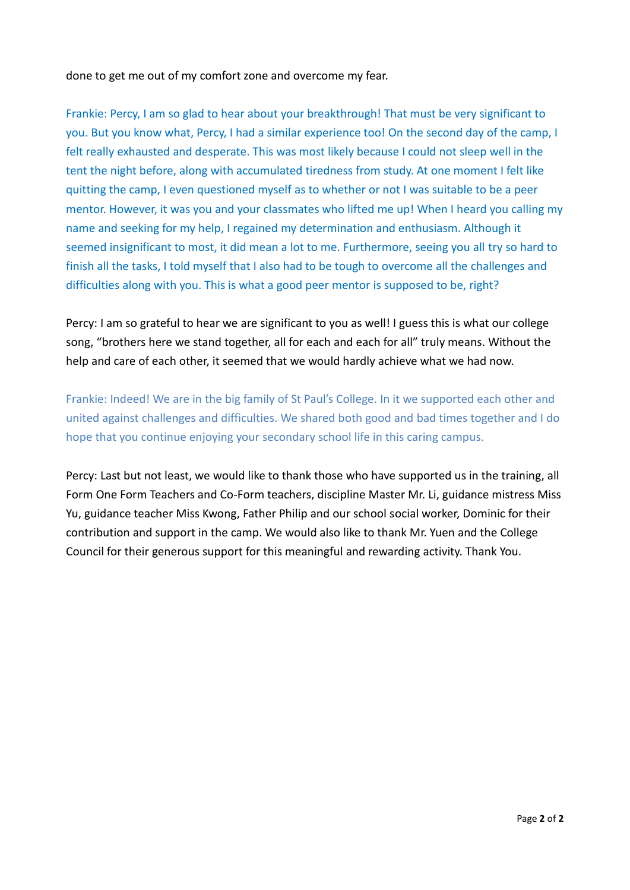done to get me out of my comfort zone and overcome my fear.

Frankie: Percy, I am so glad to hear about your breakthrough! That must be very significant to you. But you know what, Percy, I had a similar experience too! On the second day of the camp, I felt really exhausted and desperate. This was most likely because I could not sleep well in the tent the night before, along with accumulated tiredness from study. At one moment I felt like quitting the camp, I even questioned myself as to whether or not I was suitable to be a peer mentor. However, it was you and your classmates who lifted me up! When I heard you calling my name and seeking for my help, I regained my determination and enthusiasm. Although it seemed insignificant to most, it did mean a lot to me. Furthermore, seeing you all try so hard to finish all the tasks, I told myself that I also had to be tough to overcome all the challenges and difficulties along with you. This is what a good peer mentor is supposed to be, right?

Percy: I am so grateful to hear we are significant to you as well! I guess this is what our college song, "brothers here we stand together, all for each and each for all" truly means. Without the help and care of each other, it seemed that we would hardly achieve what we had now.

Frankie: Indeed! We are in the big family of St Paul's College. In it we supported each other and united against challenges and difficulties. We shared both good and bad times together and I do hope that you continue enjoying your secondary school life in this caring campus.

Percy: Last but not least, we would like to thank those who have supported us in the training, all Form One Form Teachers and Co-Form teachers, discipline Master Mr. Li, guidance mistress Miss Yu, guidance teacher Miss Kwong, Father Philip and our school social worker, Dominic for their contribution and support in the camp. We would also like to thank Mr. Yuen and the College Council for their generous support for this meaningful and rewarding activity. Thank You.